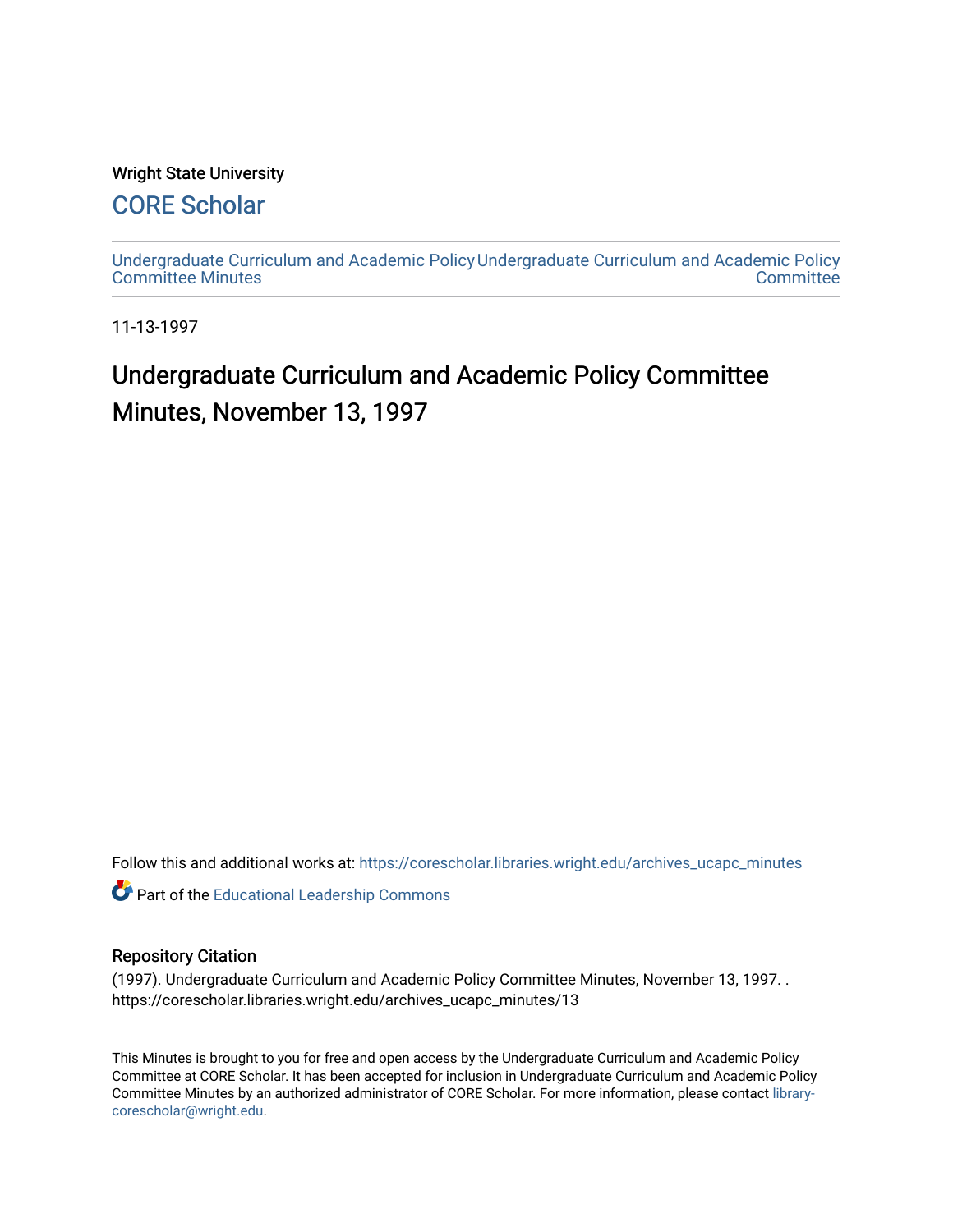Wright State University

# CORE Scholar

Undergraduate Curriculum and Academic Policy Committee Minutes

Undergraduate Curriculum and Academic Policy Committee

11-13-1997

# Undergraduate Curriculum and Academic Policy Committee Minutes, November 13, 1997

Follow this and additional works at: https://corescholar.libraries.wright.edu/archives_ucapc_minutes

Part of the Educational Leadership Commons

## Repository Citation

(1997). Undergraduate Curriculum and Academic Policy Committee Minutes, November 13, 1997. . https://corescholar.libraries.wright.edu/archives_ucapc_minutes/13

This Minutes is brought to you for free and open access by the Undergraduate Curriculum and Academic Policy Committee at CORE Scholar. It has been accepted for inclusion in Undergraduate Curriculum and Academic Policy Committee Minutes by an authorized administrator of CORE Scholar. For more information, please contact library-corescholar@wright.edu.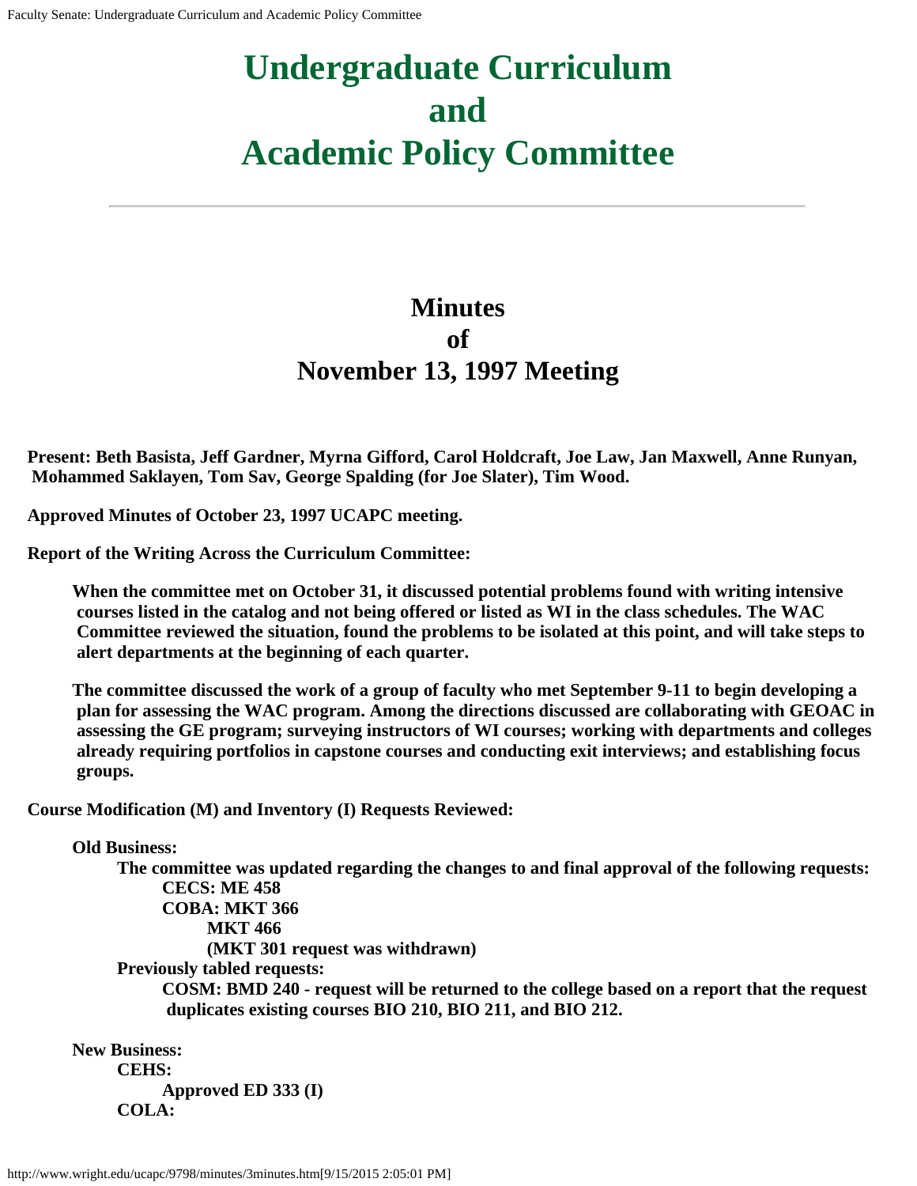# Undergraduate Curriculum and Academic Policy Committee

## Minutes of November 13, 1997 Meeting

**Present: Beth Basista, Jeff Gardner, Myrna Gifford, Carol Holdcraft, Joe Law, Jan Maxwell, Anne Runyan, Mohammed Saklayen, Tom Sav, George Spalding (for Joe Slater), Tim Wood.**

**Approved Minutes of October 23, 1997 UCAPC meeting.**

**Report of the Writing Across the Curriculum Committee:**

> **When the committee met on October 31, it discussed potential problems found with writing intensive courses listed in the catalog and not being offered or listed as WI in the class schedules. The WAC Committee reviewed the situation, found the problems to be isolated at this point, and will take steps to alert departments at the beginning of each quarter.**
>
> **The committee discussed the work of a group of faculty who met September 9-11 to begin developing a plan for assessing the WAC program. Among the directions discussed are collaborating with GEOAC in assessing the GE program; surveying instructors of WI courses; working with departments and colleges already requiring portfolios in capstone courses and conducting exit interviews; and establishing focus groups.**

**Course Modification (M) and Inventory (I) Requests Reviewed:**

- **Old Business:**
  - **The committee was updated regarding the changes to and final approval of the following requests:**
    - **CECS: ME 458**
    - **COBA: MKT 366**
      - **MKT 466**
      - **(MKT 301 request was withdrawn)**
  - **Previously tabled requests:**
    - **COSM: BMD 240 - request will be returned to the college based on a report that the request duplicates existing courses BIO 210, BIO 211, and BIO 212.**

- **New Business:**
  - **CEHS:**
    - **Approved ED 333 (I)**
  - **COLA:**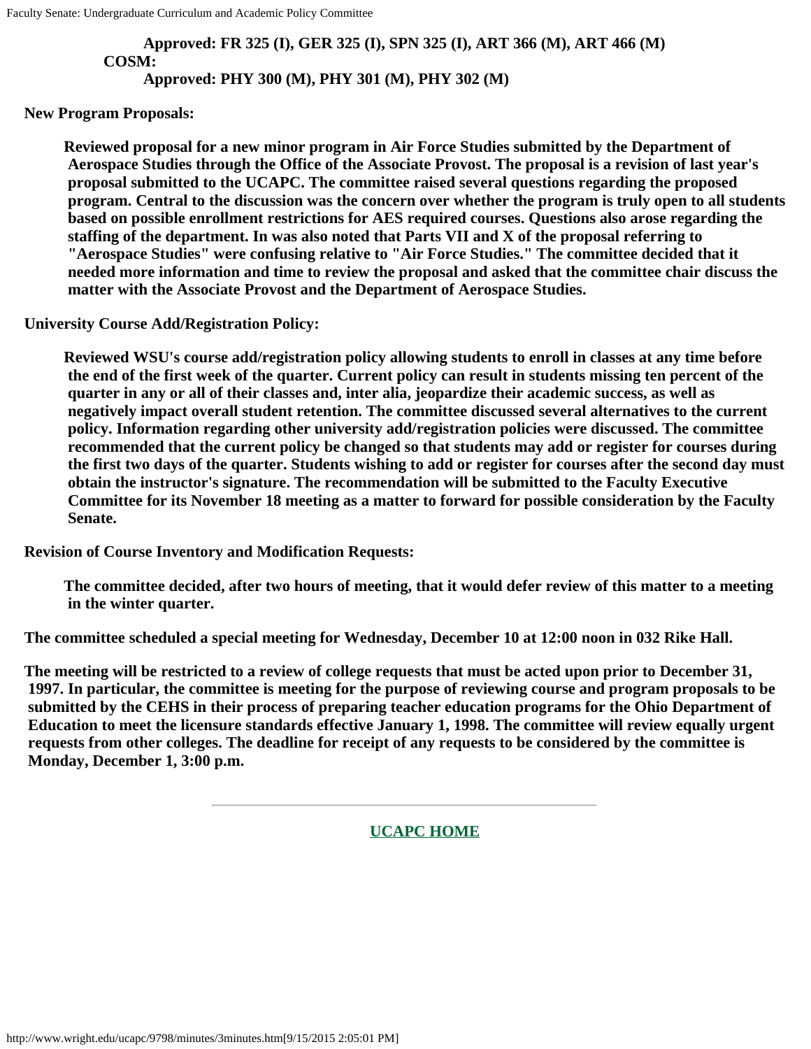**Approved: FR 325 (I), GER 325 (I), SPN 325 (I), ART 366 (M), ART 466 (M)**

**COSM:**

**Approved: PHY 300 (M), PHY 301 (M), PHY 302 (M)**

**New Program Proposals:**

**Reviewed proposal for a new minor program in Air Force Studies submitted by the Department of Aerospace Studies through the Office of the Associate Provost. The proposal is a revision of last year's proposal submitted to the UCAPC. The committee raised several questions regarding the proposed program. Central to the discussion was the concern over whether the program is truly open to all students based on possible enrollment restrictions for AES required courses. Questions also arose regarding the staffing of the department. In was also noted that Parts VII and X of the proposal referring to "Aerospace Studies" were confusing relative to "Air Force Studies." The committee decided that it needed more information and time to review the proposal and asked that the committee chair discuss the matter with the Associate Provost and the Department of Aerospace Studies.**

**University Course Add/Registration Policy:**

**Reviewed WSU's course add/registration policy allowing students to enroll in classes at any time before the end of the first week of the quarter. Current policy can result in students missing ten percent of the quarter in any or all of their classes and, inter alia, jeopardize their academic success, as well as negatively impact overall student retention. The committee discussed several alternatives to the current policy. Information regarding other university add/registration policies were discussed. The committee recommended that the current policy be changed so that students may add or register for courses during the first two days of the quarter. Students wishing to add or register for courses after the second day must obtain the instructor's signature. The recommendation will be submitted to the Faculty Executive Committee for its November 18 meeting as a matter to forward for possible consideration by the Faculty Senate.**

**Revision of Course Inventory and Modification Requests:**

**The committee decided, after two hours of meeting, that it would defer review of this matter to a meeting in the winter quarter.**

**The committee scheduled a special meeting for Wednesday, December 10 at 12:00 noon in 032 Rike Hall.**

**The meeting will be restricted to a review of college requests that must be acted upon prior to December 31, 1997. In particular, the committee is meeting for the purpose of reviewing course and program proposals to be submitted by the CEHS in their process of preparing teacher education programs for the Ohio Department of Education to meet the licensure standards effective January 1, 1998. The committee will review equally urgent requests from other colleges. The deadline for receipt of any requests to be considered by the committee is Monday, December 1, 3:00 p.m.**

---

**UCAPC HOME**